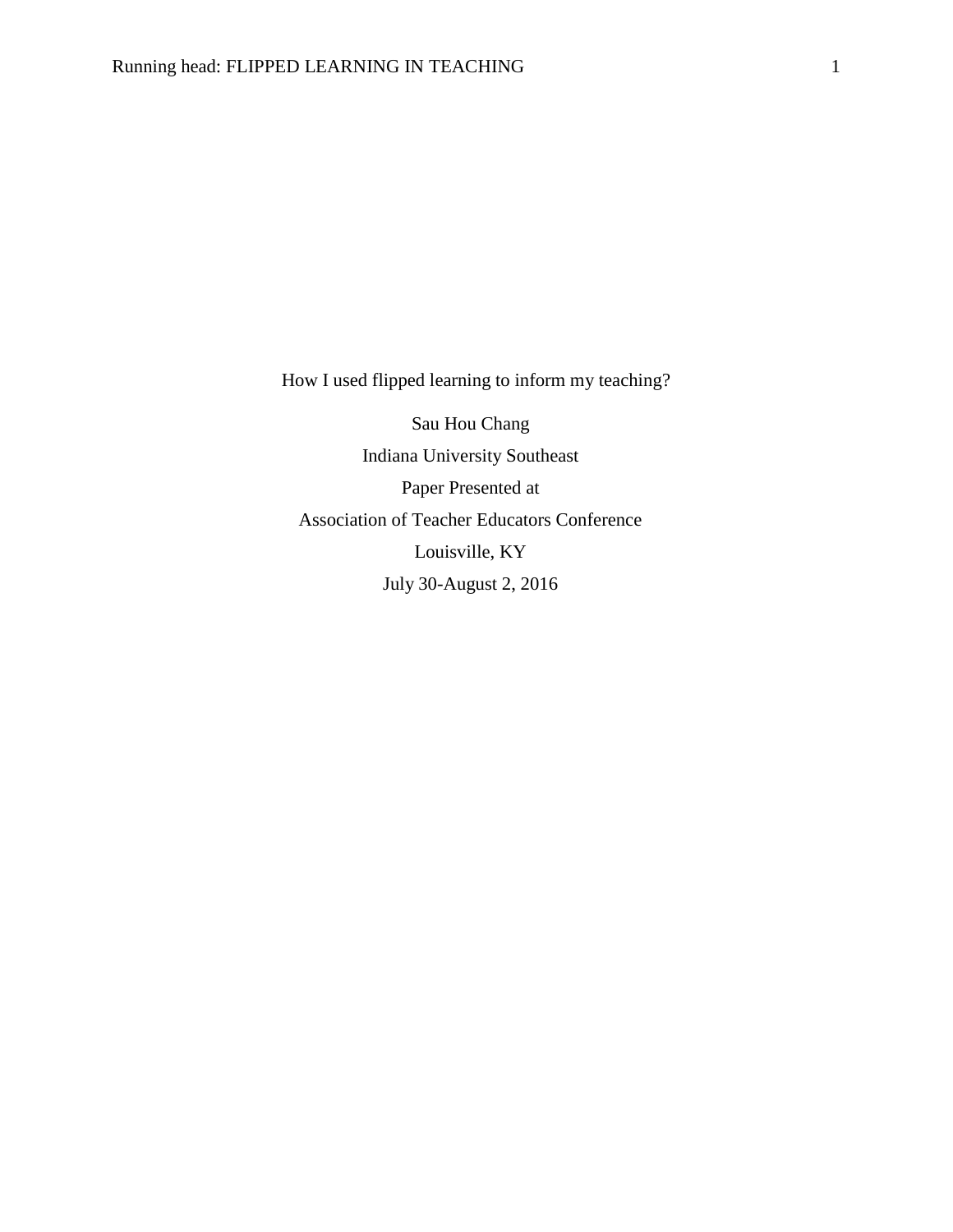# How I used flipped learning to inform my teaching?

Sau Hou Chang

Indiana University Southeast

Paper Presented at

Association of Teacher Educators Conference

Louisville, KY

July 30-August 2, 2016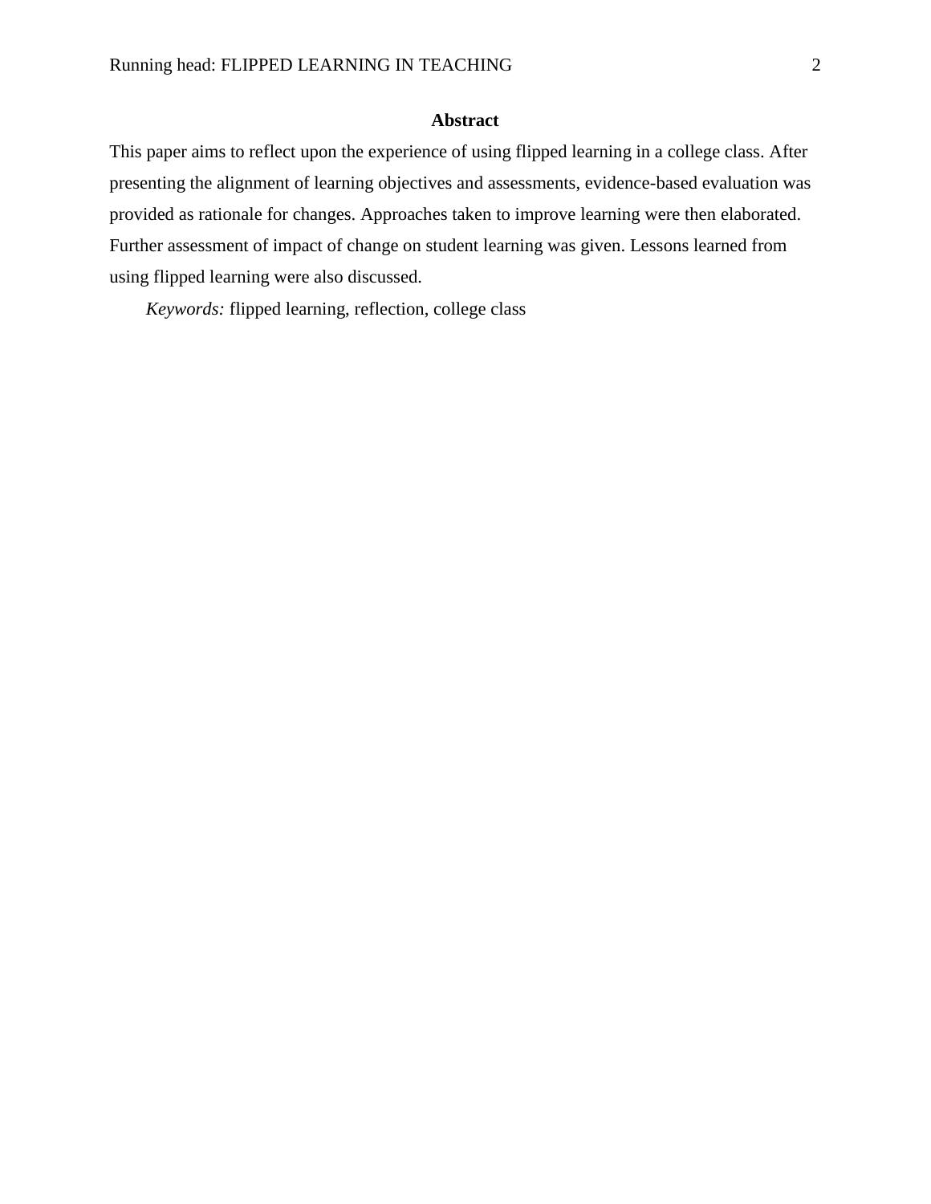**Abstract**

This paper aims to reflect upon the experience of using flipped learning in a college class. After presenting the alignment of learning objectives and assessments, evidence-based evaluation was provided as rationale for changes. Approaches taken to improve learning were then elaborated. Further assessment of impact of change on student learning was given. Lessons learned from using flipped learning were also discussed.

*Keywords:* flipped learning, reflection, college class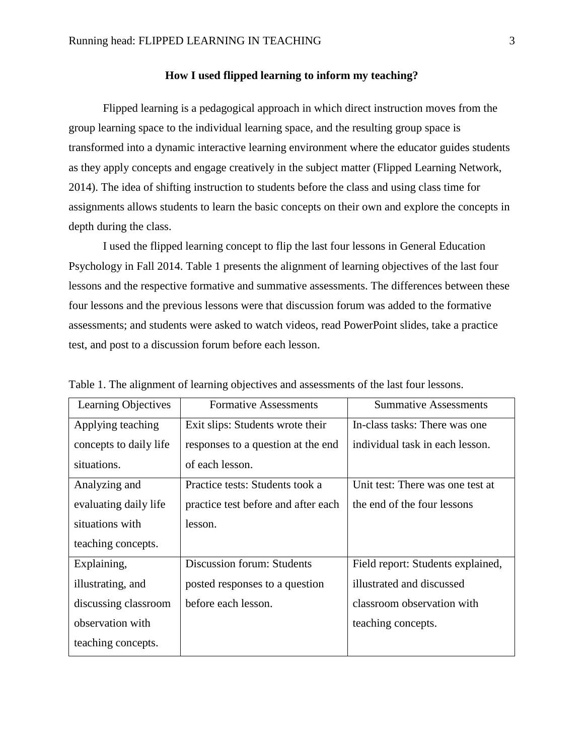### How I used flipped learning to inform my teaching?

Flipped learning is a pedagogical approach in which direct instruction moves from the group learning space to the individual learning space, and the resulting group space is transformed into a dynamic interactive learning environment where the educator guides students as they apply concepts and engage creatively in the subject matter (Flipped Learning Network, 2014). The idea of shifting instruction to students before the class and using class time for assignments allows students to learn the basic concepts on their own and explore the concepts in depth during the class.

I used the flipped learning concept to flip the last four lessons in General Education Psychology in Fall 2014. Table 1 presents the alignment of learning objectives of the last four lessons and the respective formative and summative assessments. The differences between these four lessons and the previous lessons were that discussion forum was added to the formative assessments; and students were asked to watch videos, read PowerPoint slides, take a practice test, and post to a discussion forum before each lesson.

Table 1. The alignment of learning objectives and assessments of the last four lessons.

| Learning Objectives | Formative Assessments | Summative Assessments |
|---|---|---|
| Applying teaching concepts to daily life situations. | Exit slips: Students wrote their responses to a question at the end of each lesson. | In-class tasks: There was one individual task in each lesson. |
| Analyzing and evaluating daily life situations with teaching concepts. | Practice tests: Students took a practice test before and after each lesson. | Unit test: There was one test at the end of the four lessons |
| Explaining, illustrating, and discussing classroom observation with teaching concepts. | Discussion forum: Students posted responses to a question before each lesson. | Field report: Students explained, illustrated and discussed classroom observation with teaching concepts. |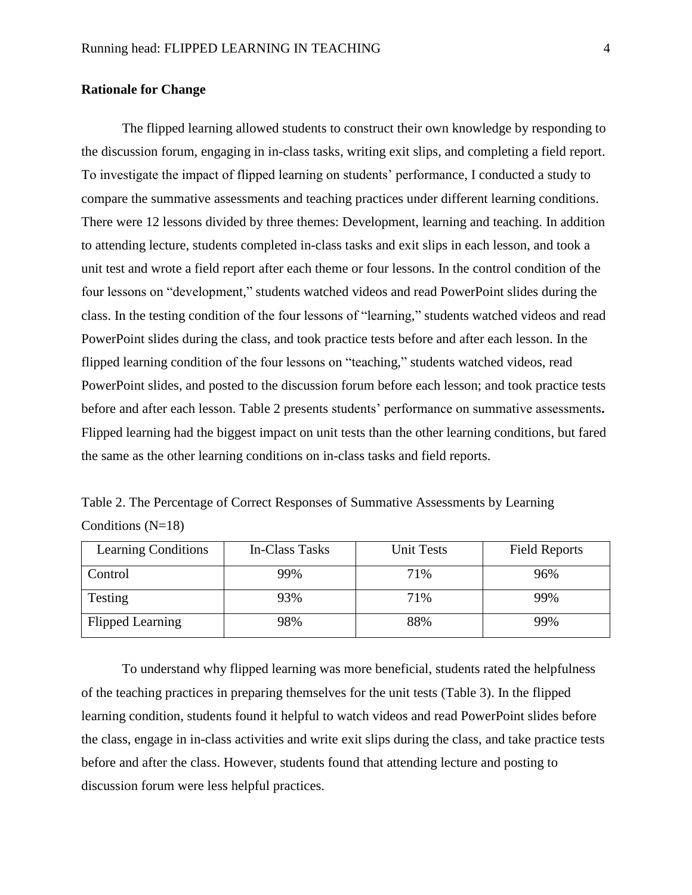**Rationale for Change**

The flipped learning allowed students to construct their own knowledge by responding to the discussion forum, engaging in in-class tasks, writing exit slips, and completing a field report. To investigate the impact of flipped learning on students' performance, I conducted a study to compare the summative assessments and teaching practices under different learning conditions. There were 12 lessons divided by three themes: Development, learning and teaching. In addition to attending lecture, students completed in-class tasks and exit slips in each lesson, and took a unit test and wrote a field report after each theme or four lessons. In the control condition of the four lessons on "development," students watched videos and read PowerPoint slides during the class. In the testing condition of the four lessons of "learning," students watched videos and read PowerPoint slides during the class, and took practice tests before and after each lesson. In the flipped learning condition of the four lessons on "teaching," students watched videos, read PowerPoint slides, and posted to the discussion forum before each lesson; and took practice tests before and after each lesson. Table 2 presents students' performance on summative assessments**.** Flipped learning had the biggest impact on unit tests than the other learning conditions, but fared the same as the other learning conditions on in-class tasks and field reports.

Table 2. The Percentage of Correct Responses of Summative Assessments by Learning Conditions (N=18)

| Learning Conditions | In-Class Tasks | Unit Tests | Field Reports |
|---|---|---|---|
| Control | 99% | 71% | 96% |
| Testing | 93% | 71% | 99% |
| Flipped Learning | 98% | 88% | 99% |

To understand why flipped learning was more beneficial, students rated the helpfulness of the teaching practices in preparing themselves for the unit tests (Table 3). In the flipped learning condition, students found it helpful to watch videos and read PowerPoint slides before the class, engage in in-class activities and write exit slips during the class, and take practice tests before and after the class. However, students found that attending lecture and posting to discussion forum were less helpful practices.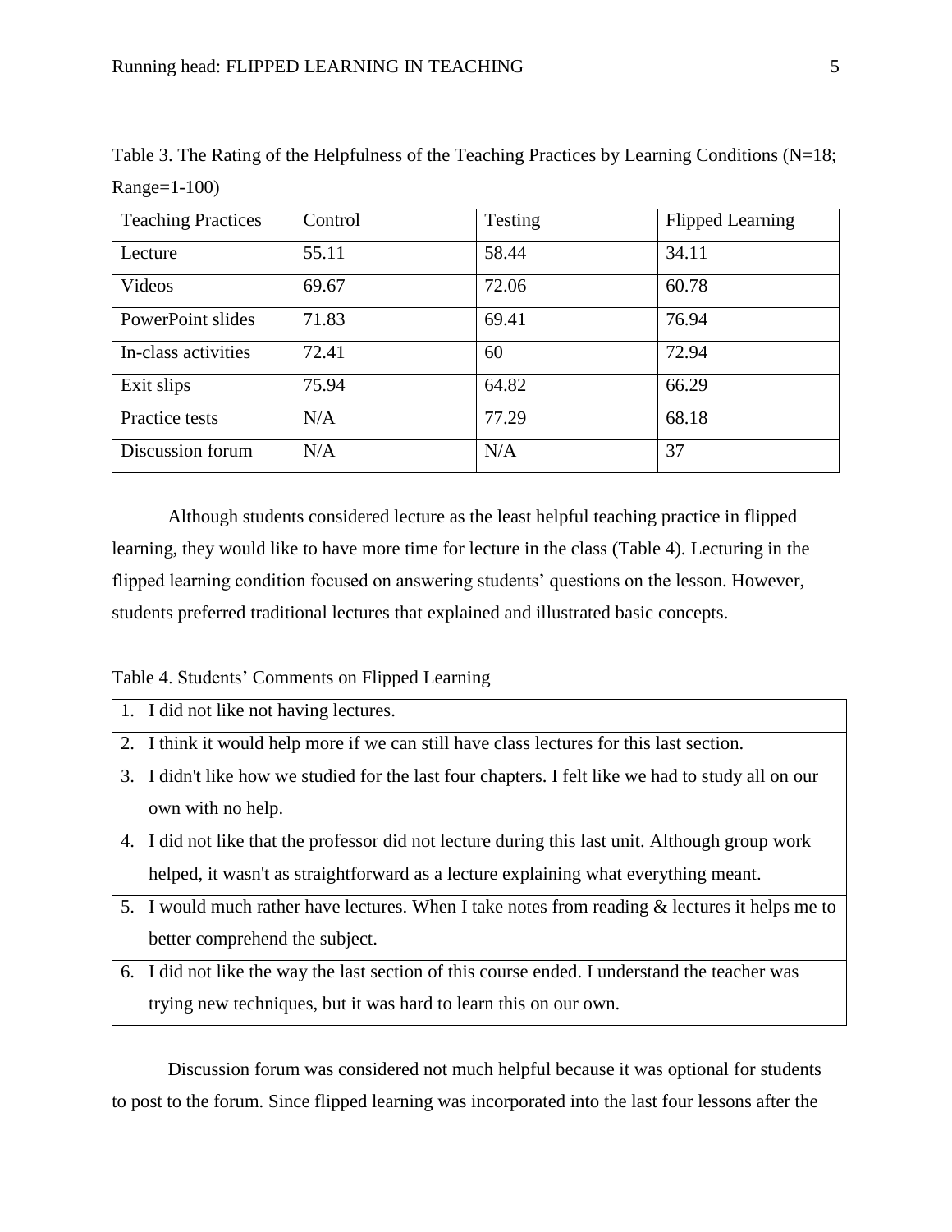Table 3. The Rating of the Helpfulness of the Teaching Practices by Learning Conditions (N=18; Range=1-100)

| Teaching Practices | Control | Testing | Flipped Learning |
|---|---|---|---|
| Lecture | 55.11 | 58.44 | 34.11 |
| Videos | 69.67 | 72.06 | 60.78 |
| PowerPoint slides | 71.83 | 69.41 | 76.94 |
| In-class activities | 72.41 | 60 | 72.94 |
| Exit slips | 75.94 | 64.82 | 66.29 |
| Practice tests | N/A | 77.29 | 68.18 |
| Discussion forum | N/A | N/A | 37 |

Although students considered lecture as the least helpful teaching practice in flipped learning, they would like to have more time for lecture in the class (Table 4). Lecturing in the flipped learning condition focused on answering students' questions on the lesson. However, students preferred traditional lectures that explained and illustrated basic concepts.

Table 4. Students' Comments on Flipped Learning

| Comments |
|---|
| 1. I did not like not having lectures. |
| 2. I think it would help more if we can still have class lectures for this last section. |
| 3. I didn't like how we studied for the last four chapters. I felt like we had to study all on our own with no help. |
| 4. I did not like that the professor did not lecture during this last unit. Although group work helped, it wasn't as straightforward as a lecture explaining what everything meant. |
| 5. I would much rather have lectures. When I take notes from reading & lectures it helps me to better comprehend the subject. |
| 6. I did not like the way the last section of this course ended. I understand the teacher was trying new techniques, but it was hard to learn this on our own. |

Discussion forum was considered not much helpful because it was optional for students to post to the forum. Since flipped learning was incorporated into the last four lessons after the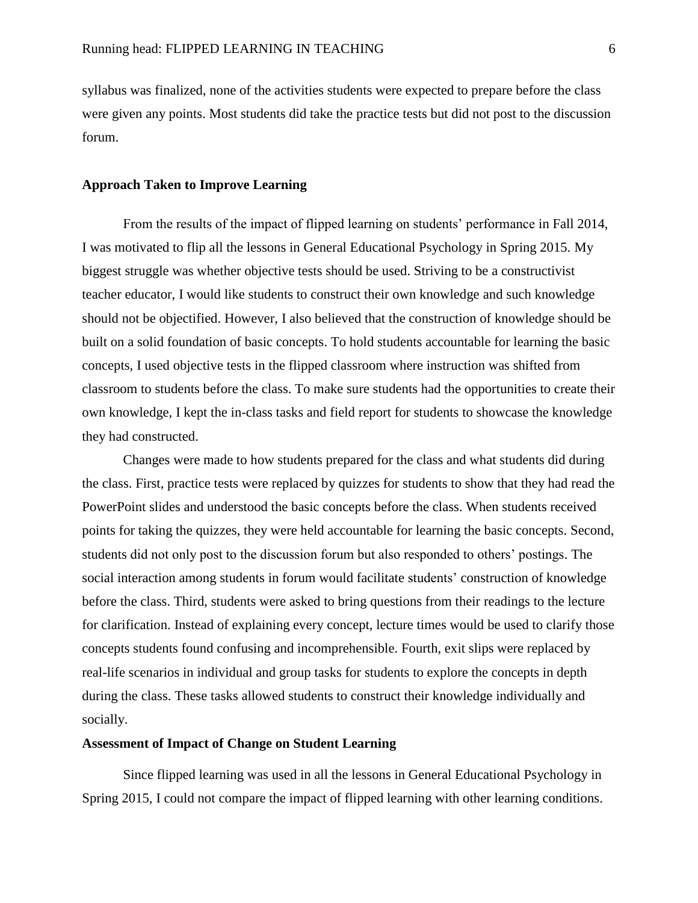syllabus was finalized, none of the activities students were expected to prepare before the class were given any points. Most students did take the practice tests but did not post to the discussion forum.

## Approach Taken to Improve Learning

From the results of the impact of flipped learning on students' performance in Fall 2014, I was motivated to flip all the lessons in General Educational Psychology in Spring 2015. My biggest struggle was whether objective tests should be used. Striving to be a constructivist teacher educator, I would like students to construct their own knowledge and such knowledge should not be objectified. However, I also believed that the construction of knowledge should be built on a solid foundation of basic concepts. To hold students accountable for learning the basic concepts, I used objective tests in the flipped classroom where instruction was shifted from classroom to students before the class. To make sure students had the opportunities to create their own knowledge, I kept the in-class tasks and field report for students to showcase the knowledge they had constructed.

Changes were made to how students prepared for the class and what students did during the class. First, practice tests were replaced by quizzes for students to show that they had read the PowerPoint slides and understood the basic concepts before the class. When students received points for taking the quizzes, they were held accountable for learning the basic concepts. Second, students did not only post to the discussion forum but also responded to others' postings. The social interaction among students in forum would facilitate students' construction of knowledge before the class. Third, students were asked to bring questions from their readings to the lecture for clarification. Instead of explaining every concept, lecture times would be used to clarify those concepts students found confusing and incomprehensible. Fourth, exit slips were replaced by real-life scenarios in individual and group tasks for students to explore the concepts in depth during the class. These tasks allowed students to construct their knowledge individually and socially.

## Assessment of Impact of Change on Student Learning

Since flipped learning was used in all the lessons in General Educational Psychology in Spring 2015, I could not compare the impact of flipped learning with other learning conditions.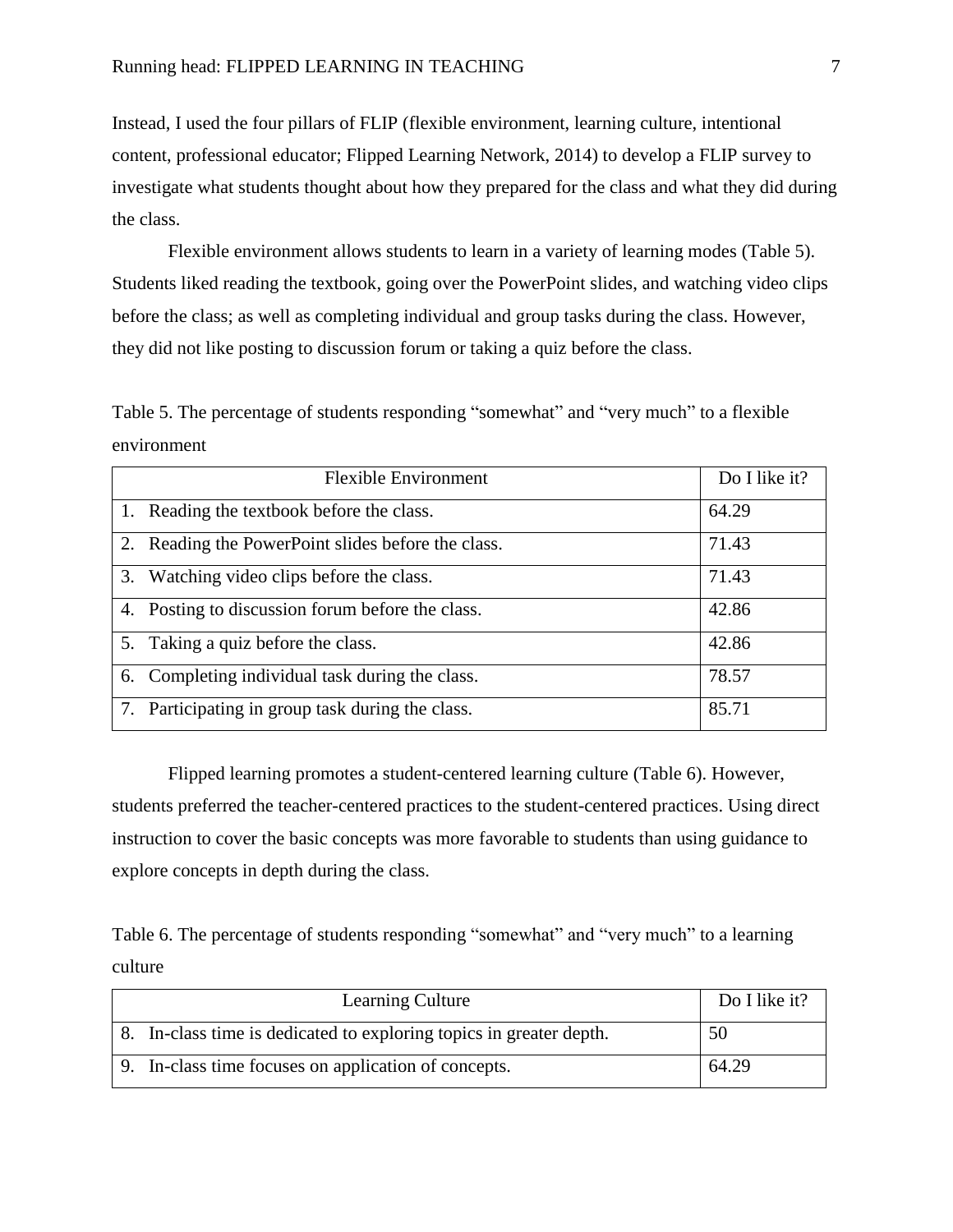Instead, I used the four pillars of FLIP (flexible environment, learning culture, intentional content, professional educator; Flipped Learning Network, 2014) to develop a FLIP survey to investigate what students thought about how they prepared for the class and what they did during the class.

Flexible environment allows students to learn in a variety of learning modes (Table 5). Students liked reading the textbook, going over the PowerPoint slides, and watching video clips before the class; as well as completing individual and group tasks during the class. However, they did not like posting to discussion forum or taking a quiz before the class.

Table 5. The percentage of students responding "somewhat" and "very much" to a flexible environment

| Flexible Environment | Do I like it? |
|---|---|
| 1. Reading the textbook before the class. | 64.29 |
| 2. Reading the PowerPoint slides before the class. | 71.43 |
| 3. Watching video clips before the class. | 71.43 |
| 4. Posting to discussion forum before the class. | 42.86 |
| 5. Taking a quiz before the class. | 42.86 |
| 6. Completing individual task during the class. | 78.57 |
| 7. Participating in group task during the class. | 85.71 |

Flipped learning promotes a student-centered learning culture (Table 6). However, students preferred the teacher-centered practices to the student-centered practices. Using direct instruction to cover the basic concepts was more favorable to students than using guidance to explore concepts in depth during the class.

Table 6. The percentage of students responding "somewhat" and "very much" to a learning culture

| Learning Culture | Do I like it? |
|---|---|
| 8. In-class time is dedicated to exploring topics in greater depth. | 50 |
| 9. In-class time focuses on application of concepts. | 64.29 |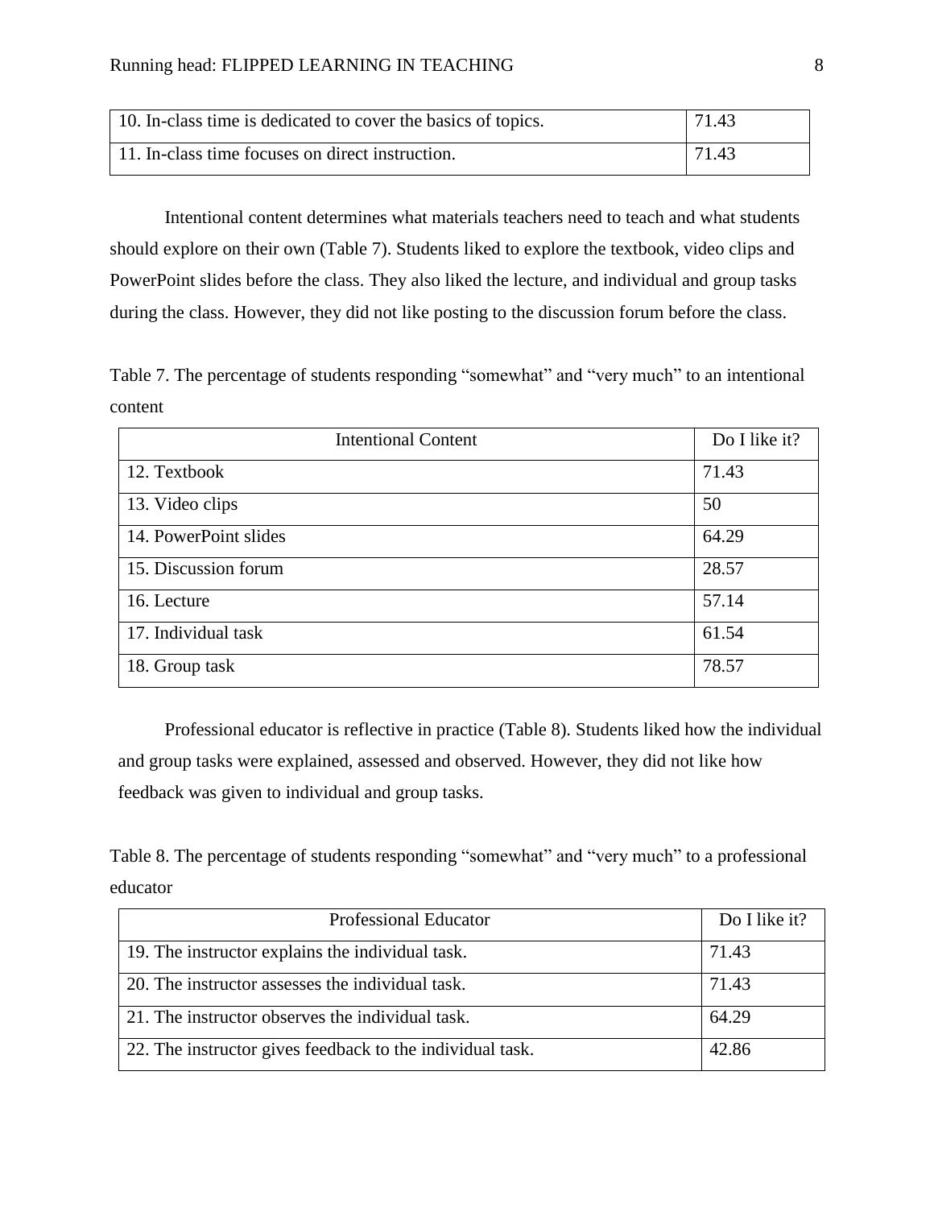| | |
|---|---|
| 10. In-class time is dedicated to cover the basics of topics. | 71.43 |
| 11. In-class time focuses on direct instruction. | 71.43 |

Intentional content determines what materials teachers need to teach and what students should explore on their own (Table 7). Students liked to explore the textbook, video clips and PowerPoint slides before the class. They also liked the lecture, and individual and group tasks during the class. However, they did not like posting to the discussion forum before the class.

Table 7. The percentage of students responding "somewhat" and "very much" to an intentional content

| Intentional Content | Do I like it? |
|---|---|
| 12. Textbook | 71.43 |
| 13. Video clips | 50 |
| 14. PowerPoint slides | 64.29 |
| 15. Discussion forum | 28.57 |
| 16. Lecture | 57.14 |
| 17. Individual task | 61.54 |
| 18. Group task | 78.57 |

Professional educator is reflective in practice (Table 8). Students liked how the individual and group tasks were explained, assessed and observed. However, they did not like how feedback was given to individual and group tasks.

Table 8. The percentage of students responding "somewhat" and "very much" to a professional educator

| Professional Educator | Do I like it? |
|---|---|
| 19. The instructor explains the individual task. | 71.43 |
| 20. The instructor assesses the individual task. | 71.43 |
| 21. The instructor observes the individual task. | 64.29 |
| 22. The instructor gives feedback to the individual task. | 42.86 |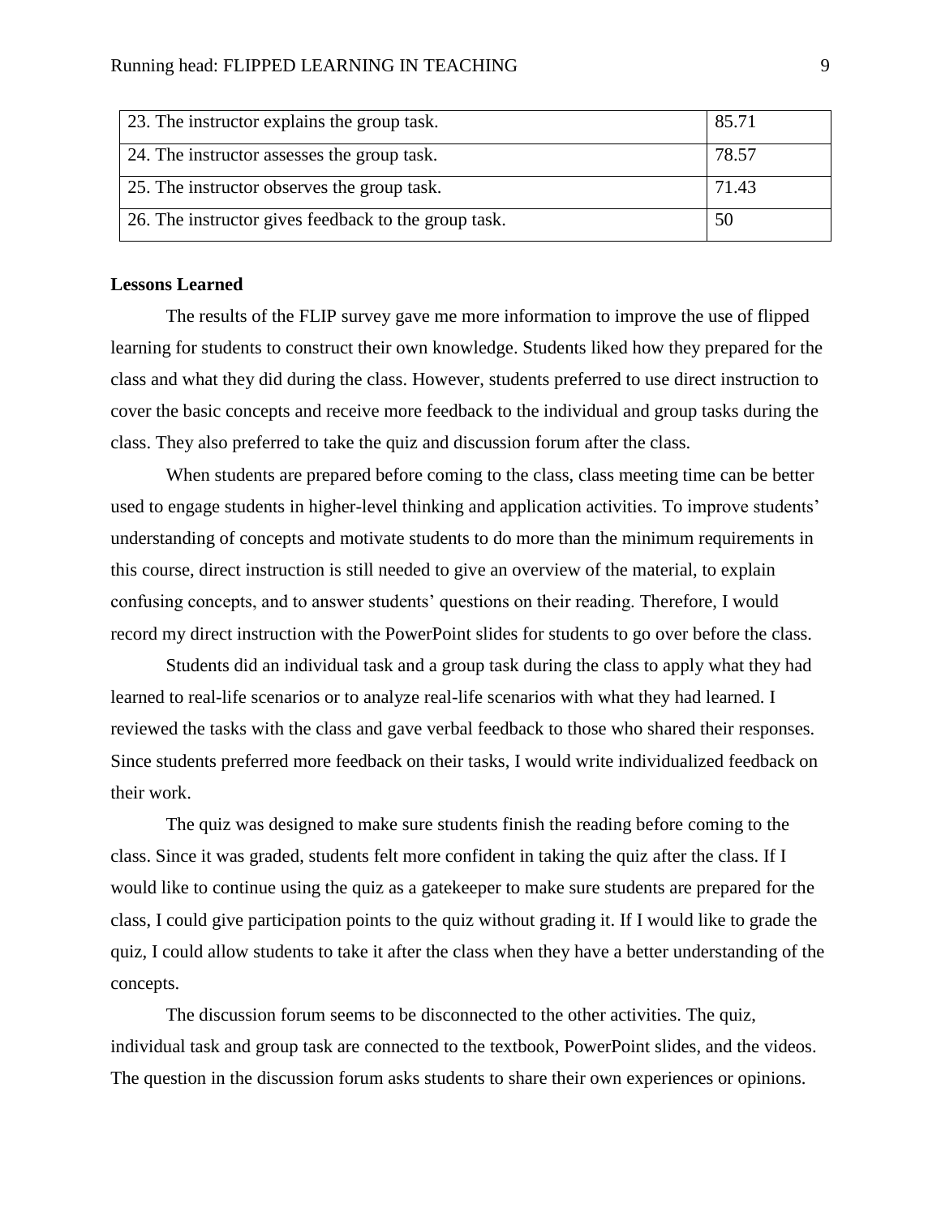| | |
|---|---|
| 23. The instructor explains the group task. | 85.71 |
| 24. The instructor assesses the group task. | 78.57 |
| 25. The instructor observes the group task. | 71.43 |
| 26. The instructor gives feedback to the group task. | 50 |

**Lessons Learned**

The results of the FLIP survey gave me more information to improve the use of flipped learning for students to construct their own knowledge. Students liked how they prepared for the class and what they did during the class. However, students preferred to use direct instruction to cover the basic concepts and receive more feedback to the individual and group tasks during the class. They also preferred to take the quiz and discussion forum after the class.

When students are prepared before coming to the class, class meeting time can be better used to engage students in higher-level thinking and application activities. To improve students' understanding of concepts and motivate students to do more than the minimum requirements in this course, direct instruction is still needed to give an overview of the material, to explain confusing concepts, and to answer students' questions on their reading. Therefore, I would record my direct instruction with the PowerPoint slides for students to go over before the class.

Students did an individual task and a group task during the class to apply what they had learned to real-life scenarios or to analyze real-life scenarios with what they had learned. I reviewed the tasks with the class and gave verbal feedback to those who shared their responses. Since students preferred more feedback on their tasks, I would write individualized feedback on their work.

The quiz was designed to make sure students finish the reading before coming to the class. Since it was graded, students felt more confident in taking the quiz after the class. If I would like to continue using the quiz as a gatekeeper to make sure students are prepared for the class, I could give participation points to the quiz without grading it. If I would like to grade the quiz, I could allow students to take it after the class when they have a better understanding of the concepts.

The discussion forum seems to be disconnected to the other activities. The quiz, individual task and group task are connected to the textbook, PowerPoint slides, and the videos. The question in the discussion forum asks students to share their own experiences or opinions.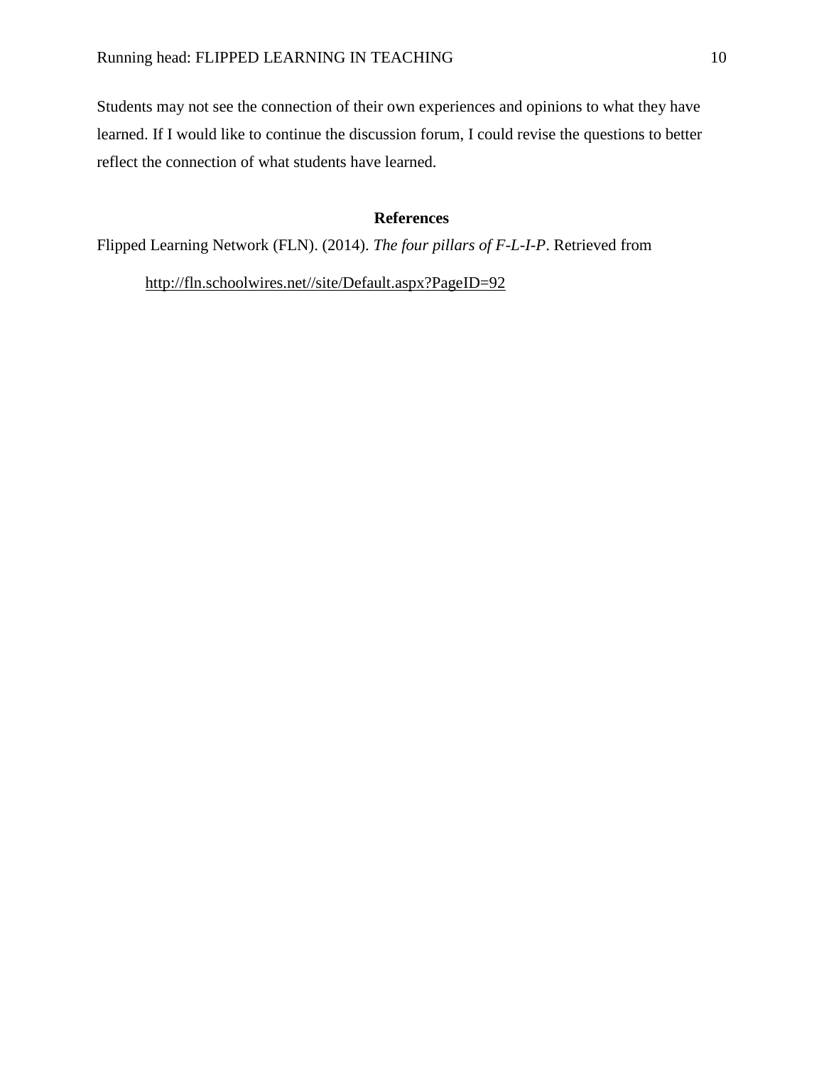Students may not see the connection of their own experiences and opinions to what they have learned. If I would like to continue the discussion forum, I could revise the questions to better reflect the connection of what students have learned.

## References

Flipped Learning Network (FLN). (2014). *The four pillars of F-L-I-P*. Retrieved from http://fln.schoolwires.net//site/Default.aspx?PageID=92